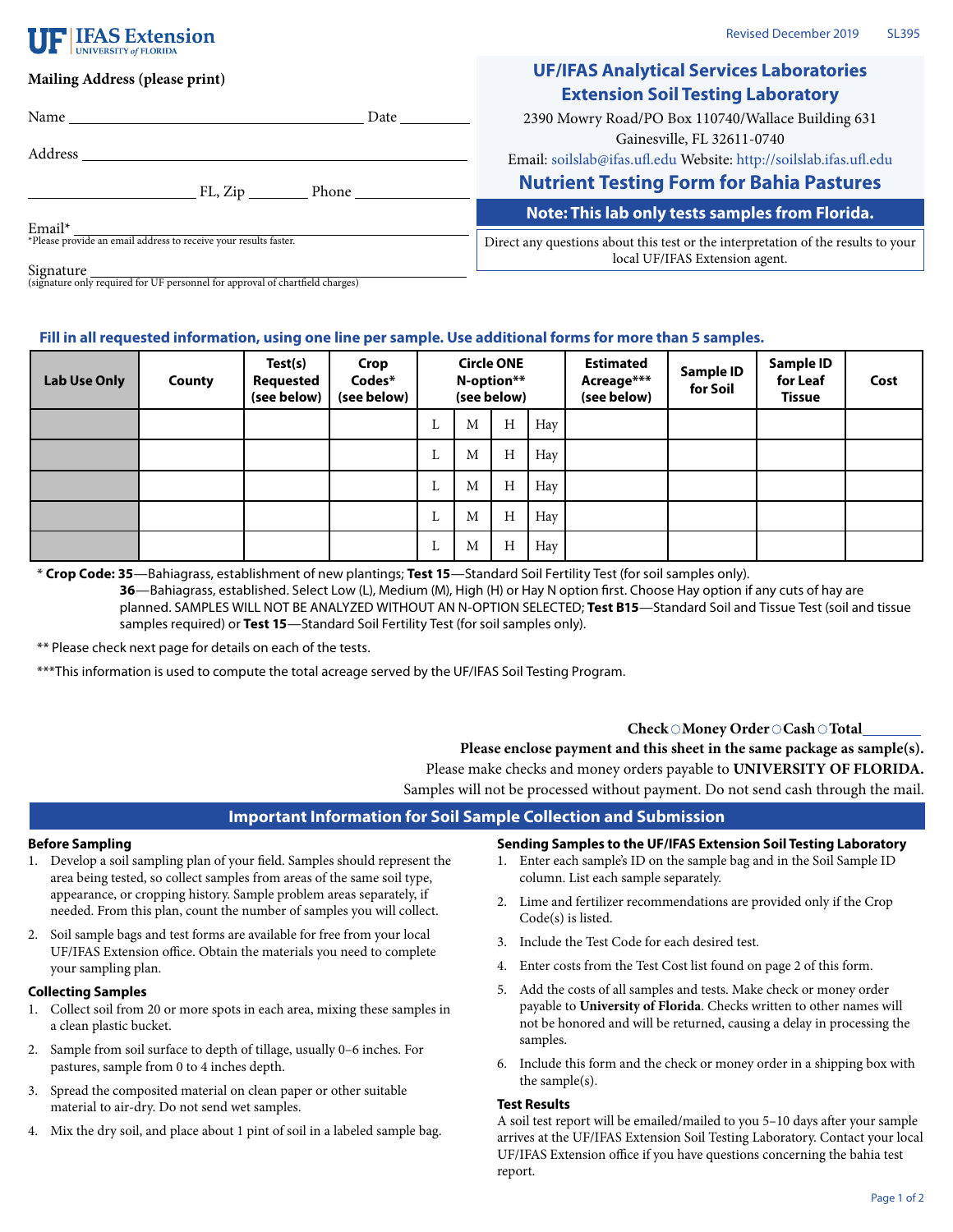UF IFAS Extension
UNIVERSITY of FLORIDA

Revised December 2019 SL395

**Mailing Address (please print)**

Name ______________________ Date ________

Address ______________________

______________ FL, Zip ________ Phone ____________

Email* ______________________
*Please provide an email address to receive your results faster.

Signature ______________________
(signature only required for UF personnel for approval of chartfield charges)

## UF/IFAS Analytical Services Laboratories Extension Soil Testing Laboratory

2390 Mowry Road/PO Box 110740/Wallace Building 631
Gainesville, FL 32611-0740
Email: soilslab@ifas.ufl.edu Website: http://soilslab.ifas.ufl.edu

## Nutrient Testing Form for Bahia Pastures

**Note: This lab only tests samples from Florida.**

Direct any questions about this test or the interpretation of the results to your local UF/IFAS Extension agent.

**Fill in all requested information, using one line per sample. Use additional forms for more than 5 samples.**

| Lab Use Only | County | Test(s) Requested (see below) | Crop Codes* (see below) | Circle ONE N-option** (see below) | | | | Estimated Acreage*** (see below) | Sample ID for Soil | Sample ID for Leaf Tissue | Cost |
|---|---|---|---|---|---|---|---|---|---|---|---|
| | | | | L | M | H | Hay | | | | |
| | | | | L | M | H | Hay | | | | |
| | | | | L | M | H | Hay | | | | |
| | | | | L | M | H | Hay | | | | |
| | | | | L | M | H | Hay | | | | |

\* **Crop Code: 35**—Bahiagrass, establishment of new plantings; **Test 15**—Standard Soil Fertility Test (for soil samples only).
**36**—Bahiagrass, established. Select Low (L), Medium (M), High (H) or Hay N option first. Choose Hay option if any cuts of hay are planned. SAMPLES WILL NOT BE ANALYZED WITHOUT AN N-OPTION SELECTED; **Test B15**—Standard Soil and Tissue Test (soil and tissue samples required) or **Test 15**—Standard Soil Fertility Test (for soil samples only).

** Please check next page for details on each of the tests.

***This information is used to compute the total acreage served by the UF/IFAS Soil Testing Program.

**Check** ○ **Money Order** ○ **Cash** ○ **Total** ________

**Please enclose payment and this sheet in the same package as sample(s).**

Please make checks and money orders payable to **UNIVERSITY OF FLORIDA.**

Samples will not be processed without payment. Do not send cash through the mail.

## Important Information for Soil Sample Collection and Submission

### Before Sampling

1. Develop a soil sampling plan of your field. Samples should represent the area being tested, so collect samples from areas of the same soil type, appearance, or cropping history. Sample problem areas separately, if needed. From this plan, count the number of samples you will collect.
2. Soil sample bags and test forms are available for free from your local UF/IFAS Extension office. Obtain the materials you need to complete your sampling plan.

### Collecting Samples

1. Collect soil from 20 or more spots in each area, mixing these samples in a clean plastic bucket.
2. Sample from soil surface to depth of tillage, usually 0–6 inches. For pastures, sample from 0 to 4 inches depth.
3. Spread the composited material on clean paper or other suitable material to air-dry. Do not send wet samples.
4. Mix the dry soil, and place about 1 pint of soil in a labeled sample bag.

### Sending Samples to the UF/IFAS Extension Soil Testing Laboratory

1. Enter each sample's ID on the sample bag and in the Soil Sample ID column. List each sample separately.
2. Lime and fertilizer recommendations are provided only if the Crop Code(s) is listed.
3. Include the Test Code for each desired test.
4. Enter costs from the Test Cost list found on page 2 of this form.
5. Add the costs of all samples and tests. Make check or money order payable to **University of Florida**. Checks written to other names will not be honored and will be returned, causing a delay in processing the samples.
6. Include this form and the check or money order in a shipping box with the sample(s).

### Test Results

A soil test report will be emailed/mailed to you 5–10 days after your sample arrives at the UF/IFAS Extension Soil Testing Laboratory. Contact your local UF/IFAS Extension office if you have questions concerning the bahia test report.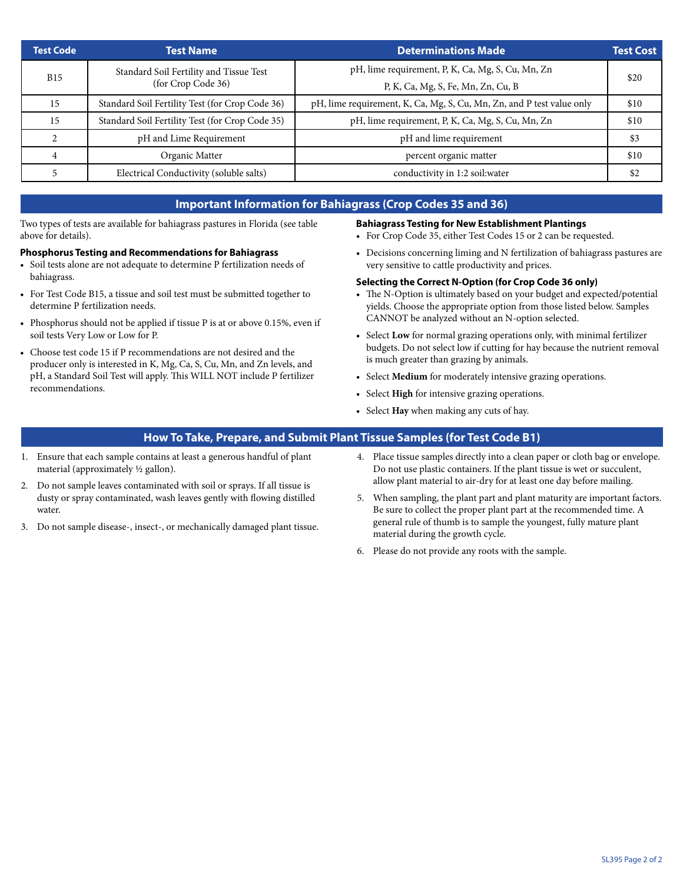| Test Code | Test Name | Determinations Made | Test Cost |
|---|---|---|---|
| B15 | Standard Soil Fertility and Tissue Test (for Crop Code 36) | pH, lime requirement, P, K, Ca, Mg, S, Cu, Mn, Zn<br>P, K, Ca, Mg, S, Fe, Mn, Zn, Cu, B | $20 |
| 15 | Standard Soil Fertility Test (for Crop Code 36) | pH, lime requirement, K, Ca, Mg, S, Cu, Mn, Zn, and P test value only | $10 |
| 15 | Standard Soil Fertility Test (for Crop Code 35) | pH, lime requirement, P, K, Ca, Mg, S, Cu, Mn, Zn | $10 |
| 2 | pH and Lime Requirement | pH and lime requirement | $3 |
| 4 | Organic Matter | percent organic matter | $10 |
| 5 | Electrical Conductivity (soluble salts) | conductivity in 1:2 soil:water | $2 |

## Important Information for Bahiagrass (Crop Codes 35 and 36)

Two types of tests are available for bahiagrass pastures in Florida (see table above for details).

### Phosphorus Testing and Recommendations for Bahiagrass

- Soil tests alone are not adequate to determine P fertilization needs of bahiagrass.
- For Test Code B15, a tissue and soil test must be submitted together to determine P fertilization needs.
- Phosphorus should not be applied if tissue P is at or above 0.15%, even if soil tests Very Low or Low for P.
- Choose test code 15 if P recommendations are not desired and the producer only is interested in K, Mg, Ca, S, Cu, Mn, and Zn levels, and pH, a Standard Soil Test will apply. This WILL NOT include P fertilizer recommendations.

### Bahiagrass Testing for New Establishment Plantings

- For Crop Code 35, either Test Codes 15 or 2 can be requested.
- Decisions concerning liming and N fertilization of bahiagrass pastures are very sensitive to cattle productivity and prices.

### Selecting the Correct N-Option (for Crop Code 36 only)

- The N-Option is ultimately based on your budget and expected/potential yields. Choose the appropriate option from those listed below. Samples CANNOT be analyzed without an N-option selected.
- Select **Low** for normal grazing operations only, with minimal fertilizer budgets. Do not select low if cutting for hay because the nutrient removal is much greater than grazing by animals.
- Select **Medium** for moderately intensive grazing operations.
- Select **High** for intensive grazing operations.
- Select **Hay** when making any cuts of hay.

## How To Take, Prepare, and Submit Plant Tissue Samples (for Test Code B1)

1. Ensure that each sample contains at least a generous handful of plant material (approximately ½ gallon).
2. Do not sample leaves contaminated with soil or sprays. If all tissue is dusty or spray contaminated, wash leaves gently with flowing distilled water.
3. Do not sample disease-, insect-, or mechanically damaged plant tissue.
4. Place tissue samples directly into a clean paper or cloth bag or envelope. Do not use plastic containers. If the plant tissue is wet or succulent, allow plant material to air-dry for at least one day before mailing.
5. When sampling, the plant part and plant maturity are important factors. Be sure to collect the proper plant part at the recommended time. A general rule of thumb is to sample the youngest, fully mature plant material during the growth cycle.
6. Please do not provide any roots with the sample.